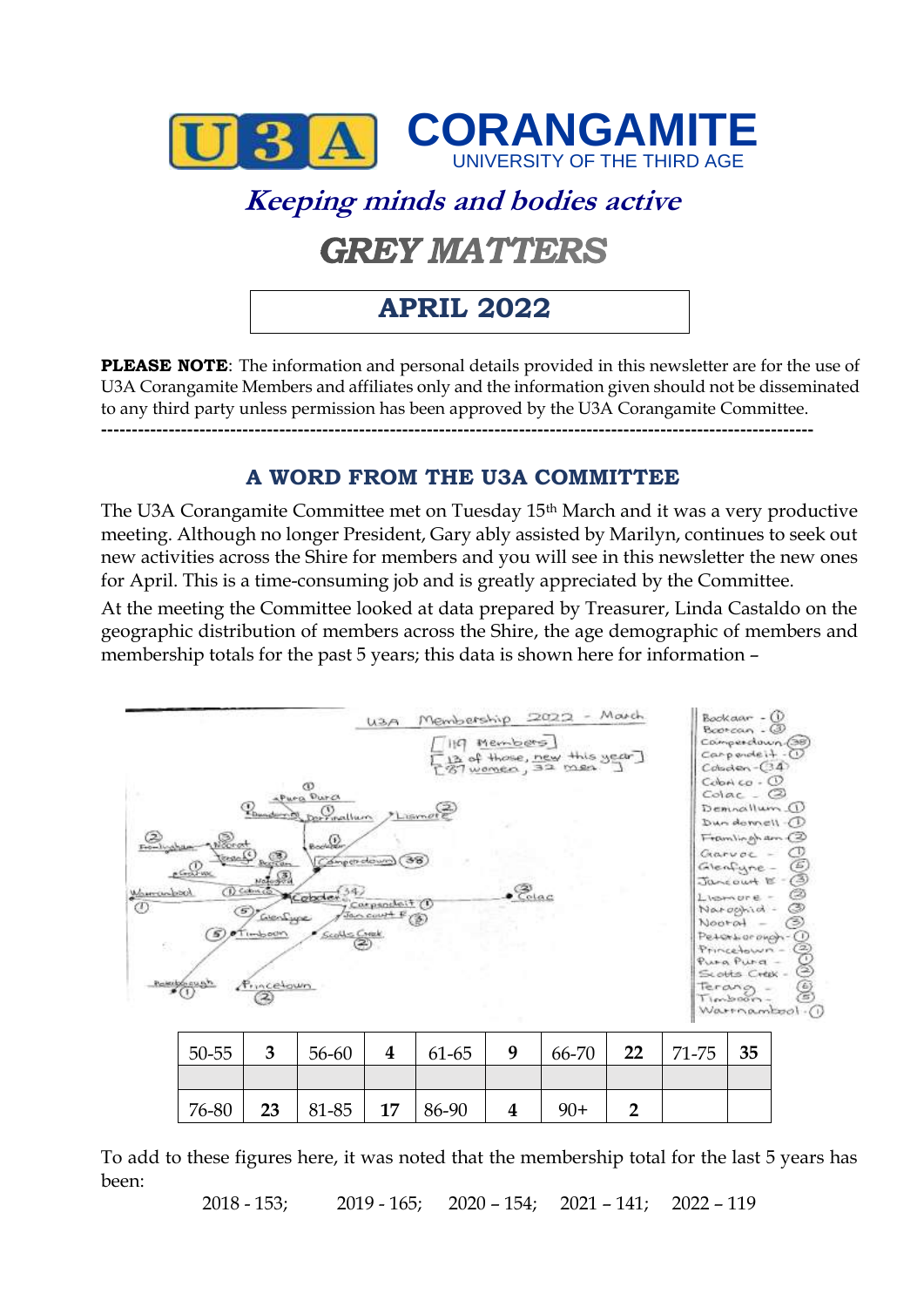# U3A CORANGAMITE

UNIVERSITY OF THE THIRD AGE

## *Keeping minds and bodies active*

## *GREY MATTERS*

## APRIL 2022

**PLEASE NOTE**: The information and personal details provided in this newsletter are for the use of U3A Corangamite Members and affiliates only and the information given should not be disseminated to any third party unless permission has been approved by the U3A Corangamite Committee.

---

### A WORD FROM THE U3A COMMITTEE

The U3A Corangamite Committee met on Tuesday 15th March and it was a very productive meeting. Although no longer President, Gary ably assisted by Marilyn, continues to seek out new activities across the Shire for members and you will see in this newsletter the new ones for April. This is a time-consuming job and is greatly appreciated by the Committee.

At the meeting the Committee looked at data prepared by Treasurer, Linda Castaldo on the geographic distribution of members across the Shire, the age demographic of members and membership totals for the past 5 years; this data is shown here for information –

U3A Membership 2022 - March

[119 Members]
[13 of those, new this year]
[87 women, 32 men]

Bookaar - 1
Boorcan - 3
Camperdown - 38
Carpendeit - 1
Cobden - 34
Cobrico - 1
Colac - 2
Demnallum - 1
Dundonnell - 1
Framlingham - 2
Garvoc - 1
Glenfyne - 5
Jancourt E - 3
Lismore - 2
Naroghid - 3
Noorat - 3
Peterborough - 1
Princetown - 2
Pura Pura - 1
Scotts Creek - 2
Terang - 6
Timboon - 5
Warrnambool - 1

| 50-55 | 3 | 56-60 | 4 | 61-65 | 9 | 66-70 | 22 | 71-75 | 35 |
|---|---|---|---|---|---|---|---|---|---|
| | | | | | | | | | |
| 76-80 | 23 | 81-85 | 17 | 86-90 | 4 | 90+ | 2 | | |

To add to these figures here, it was noted that the membership total for the last 5 years has been:

2018 - 153; 2019 - 165; 2020 – 154; 2021 – 141; 2022 – 119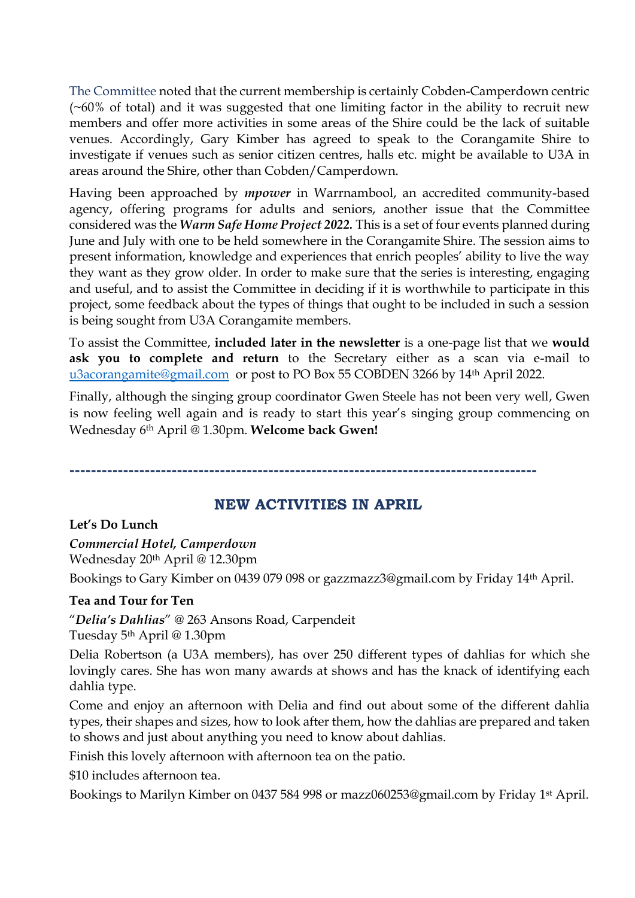The Committee noted that the current membership is certainly Cobden-Camperdown centric (~60% of total) and it was suggested that one limiting factor in the ability to recruit new members and offer more activities in some areas of the Shire could be the lack of suitable venues. Accordingly, Gary Kimber has agreed to speak to the Corangamite Shire to investigate if venues such as senior citizen centres, halls etc. might be available to U3A in areas around the Shire, other than Cobden/Camperdown.

Having been approached by ***mpower*** in Warrnambool, an accredited community-based agency, offering programs for adults and seniors, another issue that the Committee considered was the ***Warm Safe Home Project 2022.*** This is a set of four events planned during June and July with one to be held somewhere in the Corangamite Shire. The session aims to present information, knowledge and experiences that enrich peoples' ability to live the way they want as they grow older. In order to make sure that the series is interesting, engaging and useful, and to assist the Committee in deciding if it is worthwhile to participate in this project, some feedback about the types of things that ought to be included in such a session is being sought from U3A Corangamite members.

To assist the Committee, **included later in the newsletter** is a one-page list that we **would ask you to complete and return** to the Secretary either as a scan via e-mail to u3acorangamite@gmail.com or post to PO Box 55 COBDEN 3266 by 14th April 2022.

Finally, although the singing group coordinator Gwen Steele has not been very well, Gwen is now feeling well again and is ready to start this year's singing group commencing on Wednesday 6th April @ 1.30pm. **Welcome back Gwen!**

---

## NEW ACTIVITIES IN APRIL

**Let's Do Lunch**

***Commercial Hotel, Camperdown***
Wednesday 20th April @ 12.30pm

Bookings to Gary Kimber on 0439 079 098 or gazzmazz3@gmail.com by Friday 14th April.

**Tea and Tour for Ten**

"***Delia's Dahlias***" @ 263 Ansons Road, Carpendeit
Tuesday 5th April @ 1.30pm

Delia Robertson (a U3A members), has over 250 different types of dahlias for which she lovingly cares. She has won many awards at shows and has the knack of identifying each dahlia type.

Come and enjoy an afternoon with Delia and find out about some of the different dahlia types, their shapes and sizes, how to look after them, how the dahlias are prepared and taken to shows and just about anything you need to know about dahlias.

Finish this lovely afternoon with afternoon tea on the patio.

$10 includes afternoon tea.

Bookings to Marilyn Kimber on 0437 584 998 or mazz060253@gmail.com by Friday 1st April.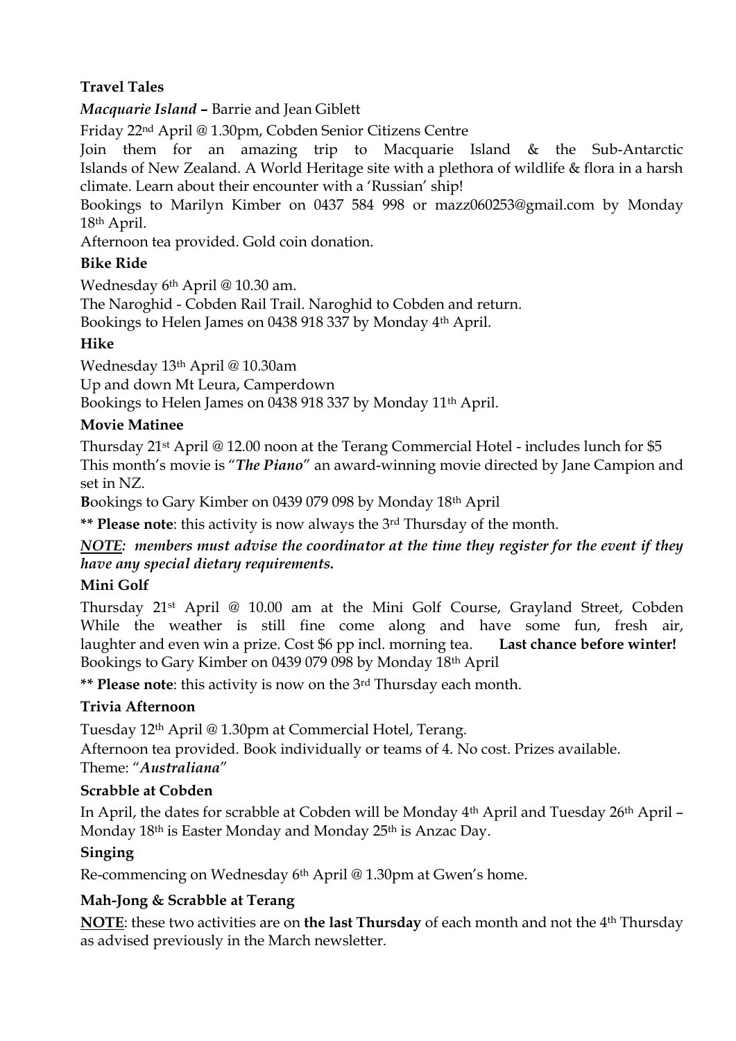### Travel Tales

***Macquarie Island*** **–** Barrie and Jean Giblett

Friday 22nd April @ 1.30pm, Cobden Senior Citizens Centre

Join them for an amazing trip to Macquarie Island & the Sub-Antarctic Islands of New Zealand. A World Heritage site with a plethora of wildlife & flora in a harsh climate. Learn about their encounter with a 'Russian' ship!

Bookings to Marilyn Kimber on 0437 584 998 or mazz060253@gmail.com by Monday 18th April.

Afternoon tea provided. Gold coin donation.

### Bike Ride

Wednesday 6th April @ 10.30 am.

The Naroghid - Cobden Rail Trail. Naroghid to Cobden and return.

Bookings to Helen James on 0438 918 337 by Monday 4th April.

### Hike

Wednesday 13th April @ 10.30am

Up and down Mt Leura, Camperdown

Bookings to Helen James on 0438 918 337 by Monday 11th April.

### Movie Matinee

Thursday 21st April @ 12.00 noon at the Terang Commercial Hotel - includes lunch for $5

This month's movie is "***The Piano***" an award-winning movie directed by Jane Campion and set in NZ.

**B**ookings to Gary Kimber on 0439 079 098 by Monday 18th April

**\*\* Please note**: this activity is now always the 3rd Thursday of the month.

***<u>NOTE</u>: members must advise the coordinator at the time they register for the event if they have any special dietary requirements.***

### Mini Golf

Thursday 21st April @ 10.00 am at the Mini Golf Course, Grayland Street, Cobden

While the weather is still fine come along and have some fun, fresh air, laughter and even win a prize. Cost $6 pp incl. morning tea. **Last chance before winter!**

Bookings to Gary Kimber on 0439 079 098 by Monday 18th April

**\*\* Please note**: this activity is now on the 3rd Thursday each month.

### Trivia Afternoon

Tuesday 12th April @ 1.30pm at Commercial Hotel, Terang.

Afternoon tea provided. Book individually or teams of 4. No cost. Prizes available.

Theme: "***Australiana***"

### Scrabble at Cobden

In April, the dates for scrabble at Cobden will be Monday 4th April and Tuesday 26th April – Monday 18th is Easter Monday and Monday 25th is Anzac Day.

### Singing

Re-commencing on Wednesday 6th April @ 1.30pm at Gwen's home.

### Mah-Jong & Scrabble at Terang

**<u>NOTE</u>**: these two activities are on **the last Thursday** of each month and not the 4th Thursday as advised previously in the March newsletter.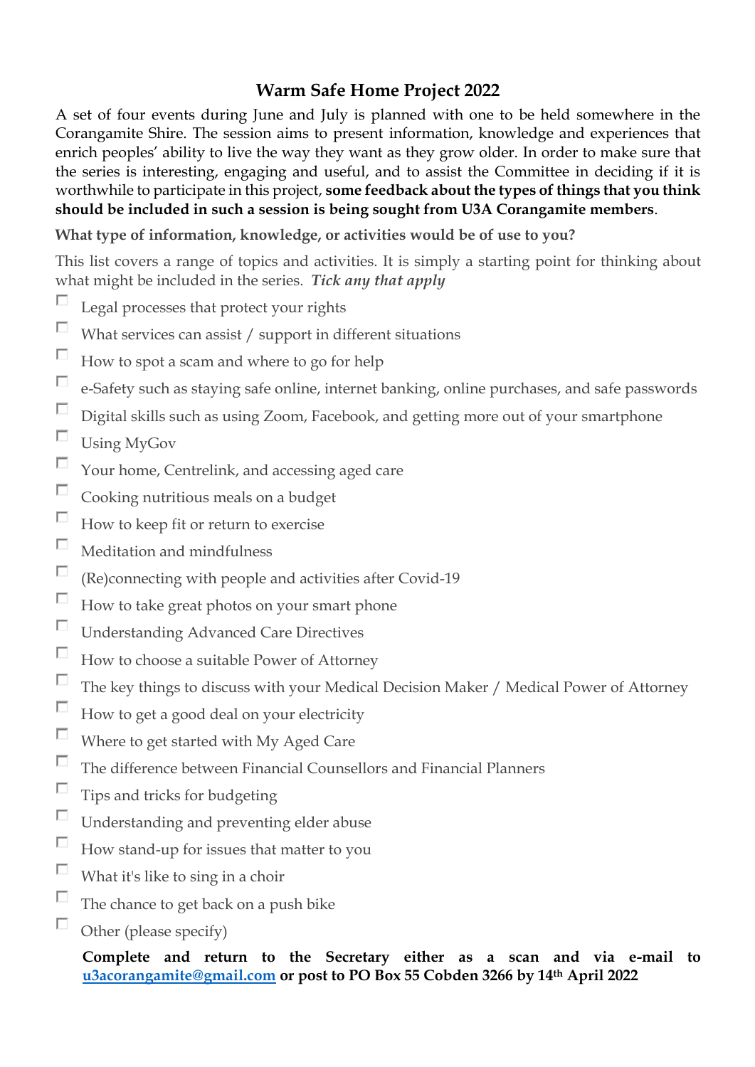# Warm Safe Home Project 2022

A set of four events during June and July is planned with one to be held somewhere in the Corangamite Shire. The session aims to present information, knowledge and experiences that enrich peoples' ability to live the way they want as they grow older. In order to make sure that the series is interesting, engaging and useful, and to assist the Committee in deciding if it is worthwhile to participate in this project, **some feedback about the types of things that you think should be included in such a session is being sought from U3A Corangamite members**.

**What type of information, knowledge, or activities would be of use to you?**

This list covers a range of topics and activities. It is simply a starting point for thinking about what might be included in the series. ***Tick any that apply***

- [ ] Legal processes that protect your rights
- [ ] What services can assist / support in different situations
- [ ] How to spot a scam and where to go for help
- [ ] e-Safety such as staying safe online, internet banking, online purchases, and safe passwords
- [ ] Digital skills such as using Zoom, Facebook, and getting more out of your smartphone
- [ ] Using MyGov
- [ ] Your home, Centrelink, and accessing aged care
- [ ] Cooking nutritious meals on a budget
- [ ] How to keep fit or return to exercise
- [ ] Meditation and mindfulness
- [ ] (Re)connecting with people and activities after Covid-19
- [ ] How to take great photos on your smart phone
- [ ] Understanding Advanced Care Directives
- [ ] How to choose a suitable Power of Attorney
- [ ] The key things to discuss with your Medical Decision Maker / Medical Power of Attorney
- [ ] How to get a good deal on your electricity
- [ ] Where to get started with My Aged Care
- [ ] The difference between Financial Counsellors and Financial Planners
- [ ] Tips and tricks for budgeting
- [ ] Understanding and preventing elder abuse
- [ ] How stand-up for issues that matter to you
- [ ] What it's like to sing in a choir
- [ ] The chance to get back on a push bike
- [ ] Other (please specify)

**Complete and return to the Secretary either as a scan and via e-mail to [u3acorangamite@gmail.com](mailto:u3acorangamite@gmail.com) or post to PO Box 55 Cobden 3266 by 14th April 2022**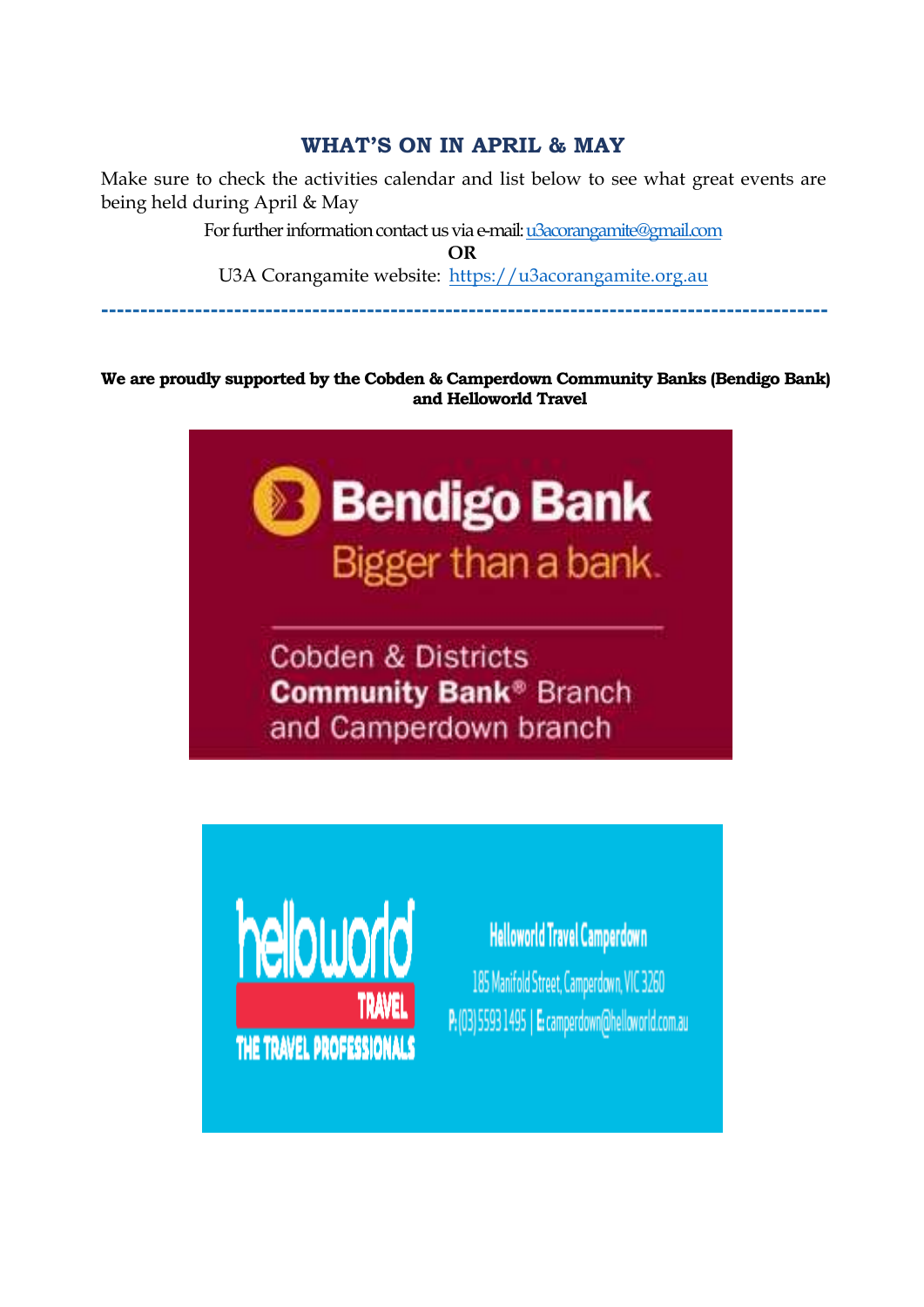## WHAT'S ON IN APRIL & MAY

Make sure to check the activities calendar and list below to see what great events are being held during April & May

For further information contact us via e-mail: u3acorangamite@gmail.com

**OR**

U3A Corangamite website: https://u3acorangamite.org.au

---

**We are proudly supported by the Cobden & Camperdown Community Banks (Bendigo Bank) and Helloworld Travel**

Bendigo Bank
Bigger than a bank.

Cobden & Districts
**Community Bank®** Branch
and Camperdown branch

helloworld TRAVEL
THE TRAVEL PROFESSIONALS

Helloworld Travel Camperdown
185 Manifold Street, Camperdown, VIC 3260
P: (03) 5593 1495 | E: camperdown@helloworld.com.au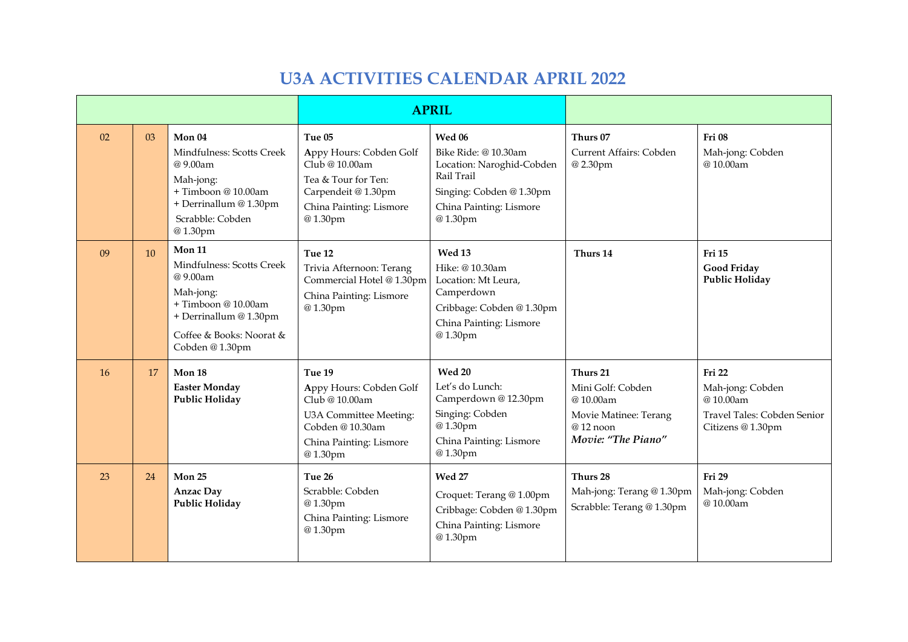# U3A ACTIVITIES CALENDAR APRIL 2022

| | | | APRIL | | | |
|---|---|---|---|---|---|---|
| 02 | 03 | **Mon 04**<br>Mindfulness: Scotts Creek @ 9.00am<br>Mah-jong:<br>+ Timboon @ 10.00am<br>+ Derrinallum @ 1.30pm<br>Scrabble: Cobden @ 1.30pm | **Tue 05**<br>Appy Hours: Cobden Golf Club @ 10.00am<br>Tea & Tour for Ten: Carpendeit @ 1.30pm<br>China Painting: Lismore @ 1.30pm | **Wed 06**<br>Bike Ride: @ 10.30am Location: Naroghid-Cobden Rail Trail<br>Singing: Cobden @ 1.30pm<br>China Painting: Lismore @ 1.30pm | **Thurs 07**<br>Current Affairs: Cobden @ 2.30pm | **Fri 08**<br>Mah-jong: Cobden @ 10.00am |
| 09 | 10 | **Mon 11**<br>Mindfulness: Scotts Creek @ 9.00am<br>Mah-jong:<br>+ Timboon @ 10.00am<br>+ Derrinallum @ 1.30pm<br>Coffee & Books: Noorat & Cobden @ 1.30pm | **Tue 12**<br>Trivia Afternoon: Terang Commercial Hotel @ 1.30pm<br>China Painting: Lismore @ 1.30pm | **Wed 13**<br>Hike: @ 10.30am Location: Mt Leura, Camperdown<br>Cribbage: Cobden @ 1.30pm<br>China Painting: Lismore @ 1.30pm | **Thurs 14** | **Fri 15**<br>**Good Friday Public Holiday** |
| 16 | 17 | **Mon 18**<br>**Easter Monday Public Holiday** | **Tue 19**<br>Appy Hours: Cobden Golf Club @ 10.00am<br>U3A Committee Meeting: Cobden @ 10.30am<br>China Painting: Lismore @ 1.30pm | **Wed 20**<br>Let's do Lunch: Camperdown @ 12.30pm<br>Singing: Cobden @ 1.30pm<br>China Painting: Lismore @ 1.30pm | **Thurs 21**<br>Mini Golf: Cobden @ 10.00am<br>Movie Matinee: Terang @ 12 noon<br>***Movie: "The Piano"*** | **Fri 22**<br>Mah-jong: Cobden @ 10.00am<br>Travel Tales: Cobden Senior Citizens @ 1.30pm |
| 23 | 24 | **Mon 25**<br>**Anzac Day Public Holiday** | **Tue 26**<br>Scrabble: Cobden @ 1.30pm<br>China Painting: Lismore @ 1.30pm | **Wed 27**<br>Croquet: Terang @ 1.00pm<br>Cribbage: Cobden @ 1.30pm<br>China Painting: Lismore @ 1.30pm | **Thurs 28**<br>Mah-jong: Terang @ 1.30pm<br>Scrabble: Terang @ 1.30pm | **Fri 29**<br>Mah-jong: Cobden @ 10.00am |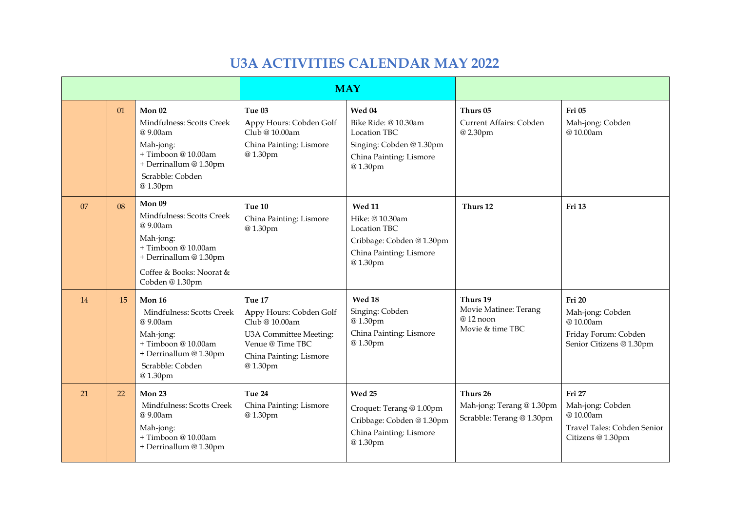# U3A ACTIVITIES CALENDAR MAY 2022

| | | | MAY | | | |
|---|---|---|---|---|---|---|
| | 01 | **Mon 02**<br>Mindfulness: Scotts Creek @ 9.00am<br>Mah-jong:<br>+ Timboon @ 10.00am<br>+ Derrinallum @ 1.30pm<br>Scrabble: Cobden @ 1.30pm | **Tue 03**<br>Appy Hours: Cobden Golf Club @ 10.00am<br>China Painting: Lismore @ 1.30pm | **Wed 04**<br>Bike Ride: @ 10.30am Location TBC<br>Singing: Cobden @ 1.30pm<br>China Painting: Lismore @ 1.30pm | **Thurs 05**<br>Current Affairs: Cobden @ 2.30pm | **Fri 05**<br>Mah-jong: Cobden @ 10.00am |
| 07 | 08 | **Mon 09**<br>Mindfulness: Scotts Creek @ 9.00am<br>Mah-jong:<br>+ Timboon @ 10.00am<br>+ Derrinallum @ 1.30pm<br>Coffee & Books: Noorat & Cobden @ 1.30pm | **Tue 10**<br>China Painting: Lismore @ 1.30pm | **Wed 11**<br>Hike: @ 10.30am Location TBC<br>Cribbage: Cobden @ 1.30pm<br>China Painting: Lismore @ 1.30pm | **Thurs 12** | **Fri 13** |
| 14 | 15 | **Mon 16**<br>Mindfulness: Scotts Creek @ 9.00am<br>Mah-jong:<br>+ Timboon @ 10.00am<br>+ Derrinallum @ 1.30pm<br>Scrabble: Cobden @ 1.30pm | **Tue 17**<br>Appy Hours: Cobden Golf Club @ 10.00am<br>U3A Committee Meeting: Venue @ Time TBC<br>China Painting: Lismore @ 1.30pm | **Wed 18**<br>Singing: Cobden @ 1.30pm<br>China Painting: Lismore @ 1.30pm | **Thurs 19**<br>Movie Matinee: Terang @ 12 noon<br>Movie & time TBC | **Fri 20**<br>Mah-jong: Cobden @ 10.00am<br>Friday Forum: Cobden Senior Citizens @ 1.30pm |
| 21 | 22 | **Mon 23**<br>Mindfulness: Scotts Creek @ 9.00am<br>Mah-jong:<br>+ Timboon @ 10.00am<br>+ Derrinallum @ 1.30pm | **Tue 24**<br>China Painting: Lismore @ 1.30pm | **Wed 25**<br>Croquet: Terang @ 1.00pm<br>Cribbage: Cobden @ 1.30pm<br>China Painting: Lismore @ 1.30pm | **Thurs 26**<br>Mah-jong: Terang @ 1.30pm<br>Scrabble: Terang @ 1.30pm | **Fri 27**<br>Mah-jong: Cobden @ 10.00am<br>Travel Tales: Cobden Senior Citizens @ 1.30pm |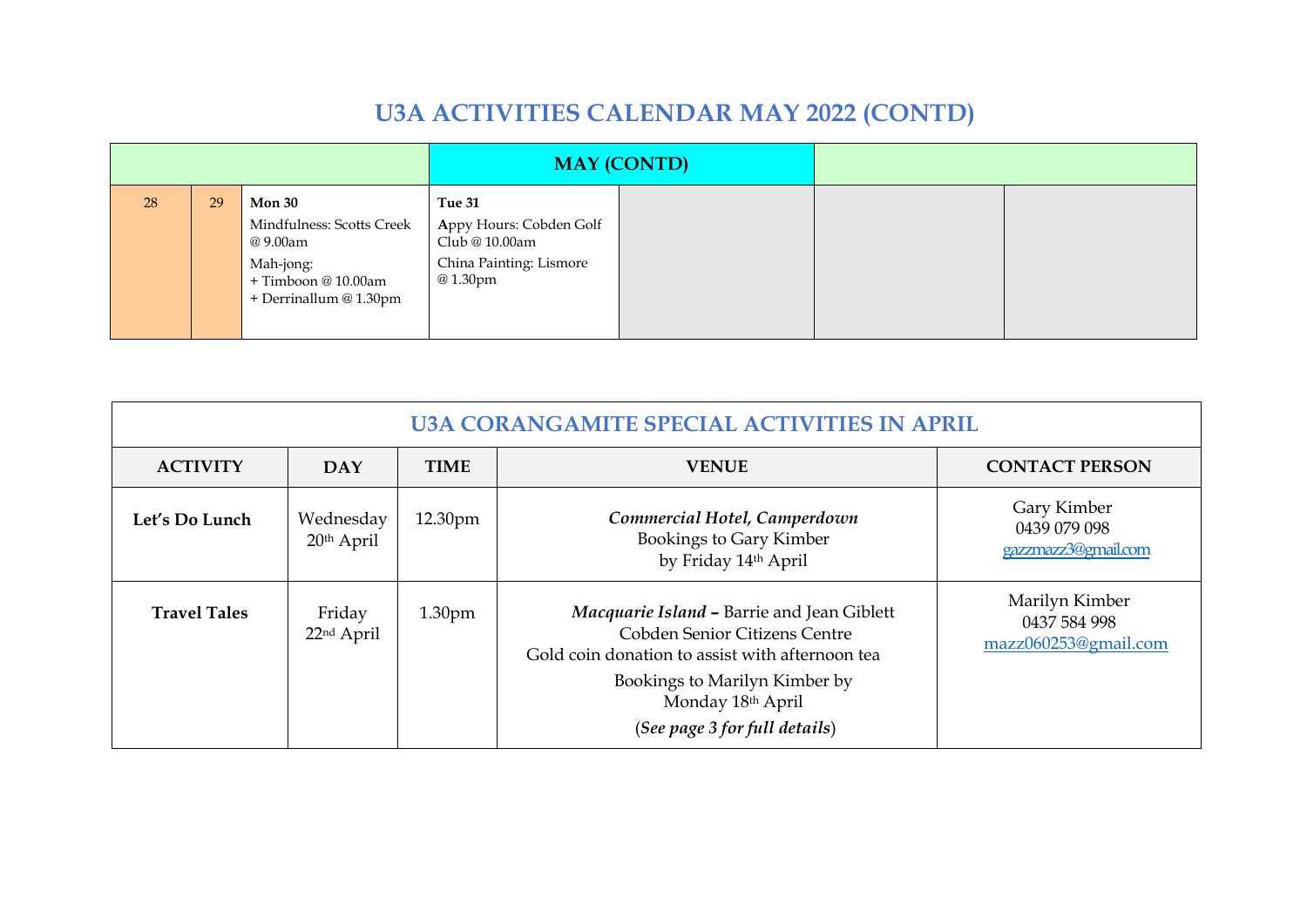# U3A ACTIVITIES CALENDAR MAY 2022 (CONTD)

| | | | MAY (CONTD) | | | |
|---|---|---|---|---|---|---|
| 28 | 29 | **Mon 30**<br>Mindfulness: Scotts Creek @ 9.00am<br>Mah-jong:<br>+ Timboon @ 10.00am<br>+ Derrinallum @ 1.30pm | **Tue 31**<br>**A**ppy Hours: Cobden Golf Club @ 10.00am<br>China Painting: Lismore @ 1.30pm | | | |

| U3A CORANGAMITE SPECIAL ACTIVITIES IN APRIL | | | | |
|---|---|---|---|---|
| **ACTIVITY** | **DAY** | **TIME** | **VENUE** | **CONTACT PERSON** |
| **Let's Do Lunch** | Wednesday 20th April | 12.30pm | ***Commercial Hotel, Camperdown***<br>Bookings to Gary Kimber by Friday 14th April | Gary Kimber<br>0439 079 098<br>gazzmazz3@gmail.com |
| **Travel Tales** | Friday 22nd April | 1.30pm | ***Macquarie Island* –** Barrie and Jean Giblett<br>Cobden Senior Citizens Centre<br>Gold coin donation to assist with afternoon tea<br>Bookings to Marilyn Kimber by Monday 18th April<br>(***See page 3 for full details***) | Marilyn Kimber<br>0437 584 998<br>mazz060253@gmail.com |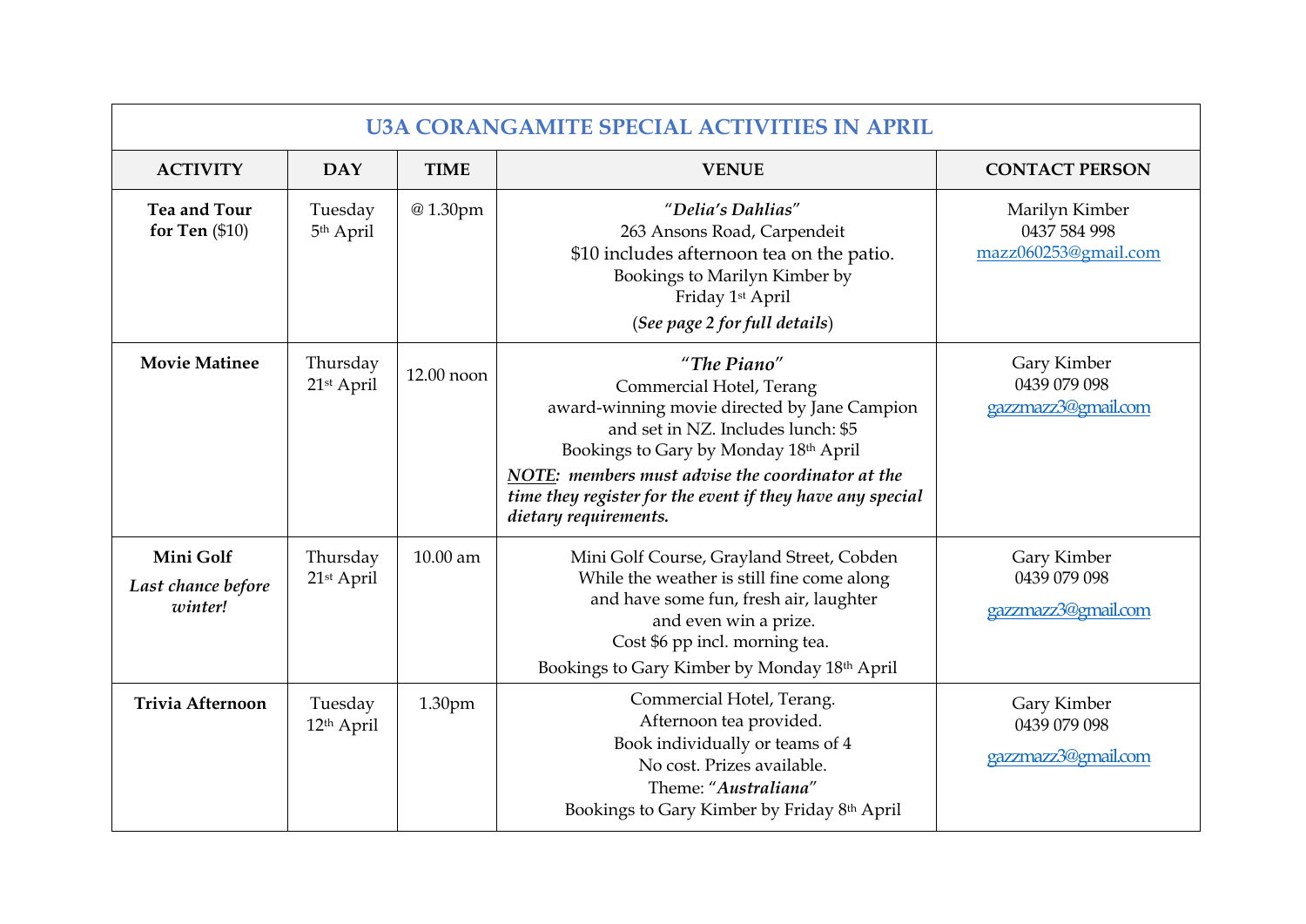| U3A CORANGAMITE SPECIAL ACTIVITIES IN APRIL | | | | |
|---|---|---|---|---|
| **ACTIVITY** | **DAY** | **TIME** | **VENUE** | **CONTACT PERSON** |
| **Tea and Tour for Ten** ($10) | Tuesday 5th April | @ 1.30pm | "***Delia's Dahlias***" 263 Ansons Road, Carpendeit $10 includes afternoon tea on the patio. Bookings to Marilyn Kimber by Friday 1st April (***See page 2 for full details***) | Marilyn Kimber 0437 584 998 mazz060253@gmail.com |
| **Movie Matinee** | Thursday 21st April | 12.00 noon | "***The Piano***" Commercial Hotel, Terang award-winning movie directed by Jane Campion and set in NZ. Includes lunch: $5 Bookings to Gary by Monday 18th April ***NOTE: members must advise the coordinator at the time they register for the event if they have any special dietary requirements.*** | Gary Kimber 0439 079 098 gazzmazz3@gmail.com |
| **Mini Golf** *Last chance before winter!* | Thursday 21st April | 10.00 am | Mini Golf Course, Grayland Street, Cobden While the weather is still fine come along and have some fun, fresh air, laughter and even win a prize. Cost $6 pp incl. morning tea. Bookings to Gary Kimber by Monday 18th April | Gary Kimber 0439 079 098 gazzmazz3@gmail.com |
| **Trivia Afternoon** | Tuesday 12th April | 1.30pm | Commercial Hotel, Terang. Afternoon tea provided. Book individually or teams of 4 No cost. Prizes available. Theme: "***Australiana***" Bookings to Gary Kimber by Friday 8th April | Gary Kimber 0439 079 098 gazzmazz3@gmail.com |